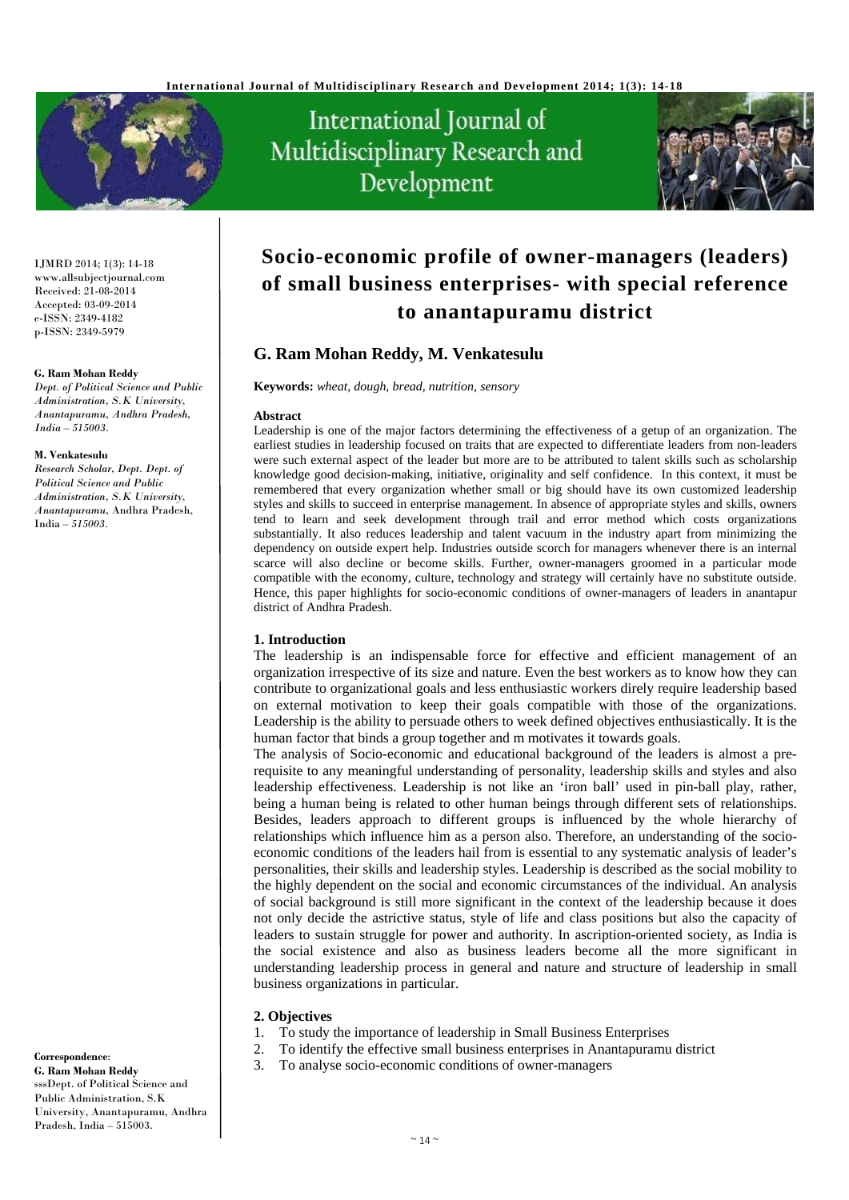# Socio-economic profile of owner-managers (leaders) of small business enterprises- with special reference to anantapuramu district

IJMRD 2014; 1(3): 14-18
www.allsubjectjournal.com
Received: 21-08-2014
Accepted: 03-09-2014
e-ISSN: 2349-4182
p-ISSN: 2349-5979

**G. Ram Mohan Reddy**
*Dept. of Political Science and Public Administration, S.K University, Anantapuramu, Andhra Pradesh, India – 515003.*

**M. Venkatesulu**
*Research Scholar, Dept. Dept. of Political Science and Public Administration, S.K University, Anantapuramu,* Andhra Pradesh, India – *515003.*

**Correspondence**:
**G. Ram Mohan Reddy**
sssDept. of Political Science and Public Administration, S.K University, Anantapuramu, Andhra Pradesh, India – 515003.

## G. Ram Mohan Reddy, M. Venkatesulu

**Keywords:** *wheat, dough, bread, nutrition, sensory*

### Abstract

Leadership is one of the major factors determining the effectiveness of a getup of an organization. The earliest studies in leadership focused on traits that are expected to differentiate leaders from non-leaders were such external aspect of the leader but more are to be attributed to talent skills such as scholarship knowledge good decision-making, initiative, originality and self confidence. In this context, it must be remembered that every organization whether small or big should have its own customized leadership styles and skills to succeed in enterprise management. In absence of appropriate styles and skills, owners tend to learn and seek development through trail and error method which costs organizations substantially. It also reduces leadership and talent vacuum in the industry apart from minimizing the dependency on outside expert help. Industries outside scorch for managers whenever there is an internal scarce will also decline or become skills. Further, owner-managers groomed in a particular mode compatible with the economy, culture, technology and strategy will certainly have no substitute outside. Hence, this paper highlights for socio-economic conditions of owner-managers of leaders in anantapur district of Andhra Pradesh.

### 1. Introduction

The leadership is an indispensable force for effective and efficient management of an organization irrespective of its size and nature. Even the best workers as to know how they can contribute to organizational goals and less enthusiastic workers direly require leadership based on external motivation to keep their goals compatible with those of the organizations. Leadership is the ability to persuade others to week defined objectives enthusiastically. It is the human factor that binds a group together and m motivates it towards goals.

The analysis of Socio-economic and educational background of the leaders is almost a pre-requisite to any meaningful understanding of personality, leadership skills and styles and also leadership effectiveness. Leadership is not like an 'iron ball' used in pin-ball play, rather, being a human being is related to other human beings through different sets of relationships. Besides, leaders approach to different groups is influenced by the whole hierarchy of relationships which influence him as a person also. Therefore, an understanding of the socio-economic conditions of the leaders hail from is essential to any systematic analysis of leader's personalities, their skills and leadership styles. Leadership is described as the social mobility to the highly dependent on the social and economic circumstances of the individual. An analysis of social background is still more significant in the context of the leadership because it does not only decide the astrictive status, style of life and class positions but also the capacity of leaders to sustain struggle for power and authority. In ascription-oriented society, as India is the social existence and also as business leaders become all the more significant in understanding leadership process in general and nature and structure of leadership in small business organizations in particular.

### 2. Objectives

1. To study the importance of leadership in Small Business Enterprises
2. To identify the effective small business enterprises in Anantapuramu district
3. To analyse socio-economic conditions of owner-managers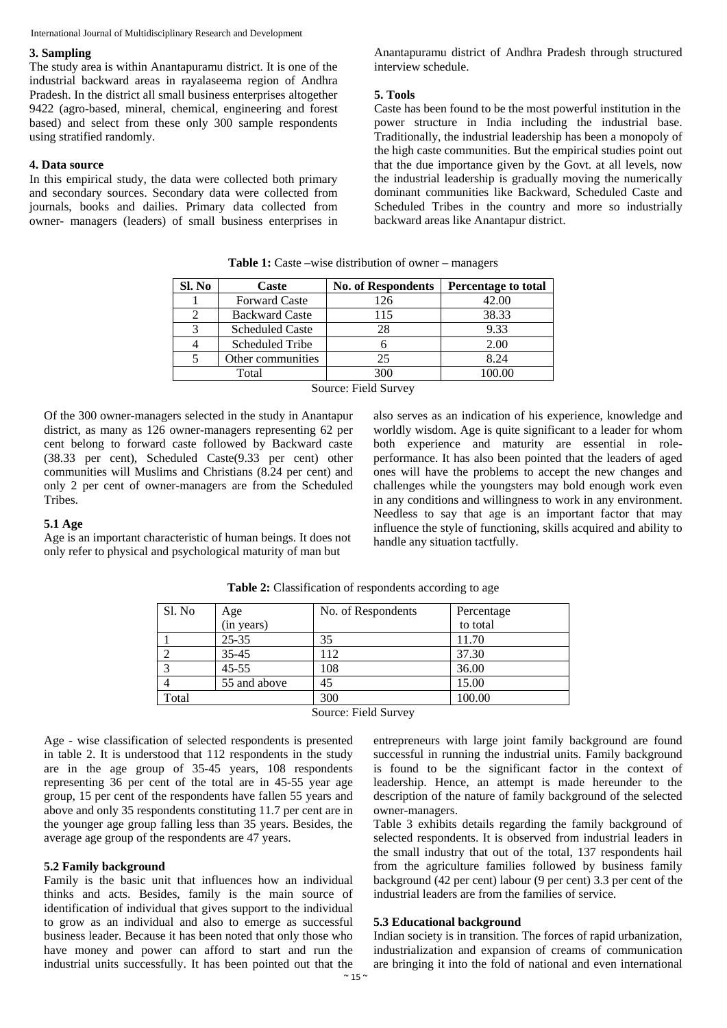### 3. Sampling

The study area is within Anantapuramu district. It is one of the industrial backward areas in rayalaseema region of Andhra Pradesh. In the district all small business enterprises altogether 9422 (agro-based, mineral, chemical, engineering and forest based) and select from these only 300 sample respondents using stratified randomly.

### 4. Data source

In this empirical study, the data were collected both primary and secondary sources. Secondary data were collected from journals, books and dailies. Primary data collected from owner- managers (leaders) of small business enterprises in Anantapuramu district of Andhra Pradesh through structured interview schedule.

### 5. Tools

Caste has been found to be the most powerful institution in the power structure in India including the industrial base. Traditionally, the industrial leadership has been a monopoly of the high caste communities. But the empirical studies point out that the due importance given by the Govt. at all levels, now the industrial leadership is gradually moving the numerically dominant communities like Backward, Scheduled Caste and Scheduled Tribes in the country and more so industrially backward areas like Anantapur district.

**Table 1:** Caste –wise distribution of owner – managers

| Sl. No | Caste | No. of Respondents | Percentage to total |
|---|---|---|---|
| 1 | Forward Caste | 126 | 42.00 |
| 2 | Backward Caste | 115 | 38.33 |
| 3 | Scheduled Caste | 28 | 9.33 |
| 4 | Scheduled Tribe | 6 | 2.00 |
| 5 | Other communities | 25 | 8.24 |
| Total | | 300 | 100.00 |

Source: Field Survey

Of the 300 owner-managers selected in the study in Anantapur district, as many as 126 owner-managers representing 62 per cent belong to forward caste followed by Backward caste (38.33 per cent), Scheduled Caste(9.33 per cent) other communities will Muslims and Christians (8.24 per cent) and only 2 per cent of owner-managers are from the Scheduled Tribes.

#### 5.1 Age

Age is an important characteristic of human beings. It does not only refer to physical and psychological maturity of man but also serves as an indication of his experience, knowledge and worldly wisdom. Age is quite significant to a leader for whom both experience and maturity are essential in role-performance. It has also been pointed that the leaders of aged ones will have the problems to accept the new changes and challenges while the youngsters may bold enough work even in any conditions and willingness to work in any environment. Needless to say that age is an important factor that may influence the style of functioning, skills acquired and ability to handle any situation tactfully.

**Table 2:** Classification of respondents according to age

| Sl. No | Age (in years) | No. of Respondents | Percentage to total |
|---|---|---|---|
| 1 | 25-35 | 35 | 11.70 |
| 2 | 35-45 | 112 | 37.30 |
| 3 | 45-55 | 108 | 36.00 |
| 4 | 55 and above | 45 | 15.00 |
| Total | | 300 | 100.00 |

Source: Field Survey

Age - wise classification of selected respondents is presented in table 2. It is understood that 112 respondents in the study are in the age group of 35-45 years, 108 respondents representing 36 per cent of the total are in 45-55 year age group, 15 per cent of the respondents have fallen 55 years and above and only 35 respondents constituting 11.7 per cent are in the younger age group falling less than 35 years. Besides, the average age group of the respondents are 47 years.

#### 5.2 Family background

Family is the basic unit that influences how an individual thinks and acts. Besides, family is the main source of identification of individual that gives support to the individual to grow as an individual and also to emerge as successful business leader. Because it has been noted that only those who have money and power can afford to start and run the industrial units successfully. It has been pointed out that the entrepreneurs with large joint family background are found successful in running the industrial units. Family background is found to be the significant factor in the context of leadership. Hence, an attempt is made hereunder to the description of the nature of family background of the selected owner-managers.

Table 3 exhibits details regarding the family background of selected respondents. It is observed from industrial leaders in the small industry that out of the total, 137 respondents hail from the agriculture families followed by business family background (42 per cent) labour (9 per cent) 3.3 per cent of the industrial leaders are from the families of service.

#### 5.3 Educational background

Indian society is in transition. The forces of rapid urbanization, industrialization and expansion of creams of communication are bringing it into the fold of national and even international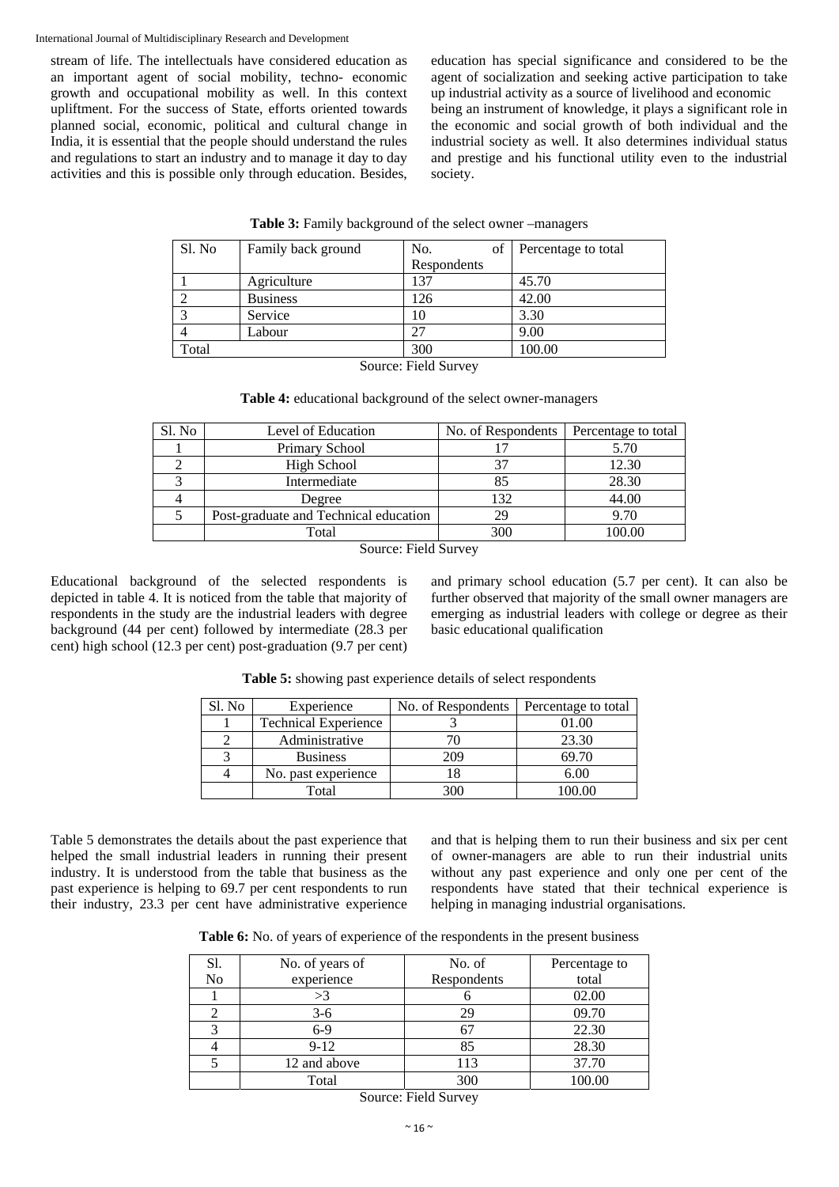stream of life. The intellectuals have considered education as an important agent of social mobility, techno- economic growth and occupational mobility as well. In this context upliftment. For the success of State, efforts oriented towards planned social, economic, political and cultural change in India, it is essential that the people should understand the rules and regulations to start an industry and to manage it day to day activities and this is possible only through education. Besides, education has special significance and considered to be the agent of socialization and seeking active participation to take up industrial activity as a source of livelihood and economic being an instrument of knowledge, it plays a significant role in the economic and social growth of both individual and the industrial society as well. It also determines individual status and prestige and his functional utility even to the industrial society.

**Table 3:** Family background of the select owner –managers

| Sl. No | Family back ground | No. of Respondents | Percentage to total |
|---|---|---|---|
| 1 | Agriculture | 137 | 45.70 |
| 2 | Business | 126 | 42.00 |
| 3 | Service | 10 | 3.30 |
| 4 | Labour | 27 | 9.00 |
| Total | | 300 | 100.00 |

Source: Field Survey

**Table 4:** educational background of the select owner-managers

| Sl. No | Level of Education | No. of Respondents | Percentage to total |
|---|---|---|---|
| 1 | Primary School | 17 | 5.70 |
| 2 | High School | 37 | 12.30 |
| 3 | Intermediate | 85 | 28.30 |
| 4 | Degree | 132 | 44.00 |
| 5 | Post-graduate and Technical education | 29 | 9.70 |
| | Total | 300 | 100.00 |

Source: Field Survey

Educational background of the selected respondents is depicted in table 4. It is noticed from the table that majority of respondents in the study are the industrial leaders with degree background (44 per cent) followed by intermediate (28.3 per cent) high school (12.3 per cent) post-graduation (9.7 per cent) and primary school education (5.7 per cent). It can also be further observed that majority of the small owner managers are emerging as industrial leaders with college or degree as their basic educational qualification

**Table 5:** showing past experience details of select respondents

| Sl. No | Experience | No. of Respondents | Percentage to total |
|---|---|---|---|
| 1 | Technical Experience | 3 | 01.00 |
| 2 | Administrative | 70 | 23.30 |
| 3 | Business | 209 | 69.70 |
| 4 | No. past experience | 18 | 6.00 |
| | Total | 300 | 100.00 |

Table 5 demonstrates the details about the past experience that helped the small industrial leaders in running their present industry. It is understood from the table that business as the past experience is helping to 69.7 per cent respondents to run their industry, 23.3 per cent have administrative experience and that is helping them to run their business and six per cent of owner-managers are able to run their industrial units without any past experience and only one per cent of the respondents have stated that their technical experience is helping in managing industrial organisations.

**Table 6:** No. of years of experience of the respondents in the present business

| Sl. No | No. of years of experience | No. of Respondents | Percentage to total |
|---|---|---|---|
| 1 | >3 | 6 | 02.00 |
| 2 | 3-6 | 29 | 09.70 |
| 3 | 6-9 | 67 | 22.30 |
| 4 | 9-12 | 85 | 28.30 |
| 5 | 12 and above | 113 | 37.70 |
| | Total | 300 | 100.00 |

Source: Field Survey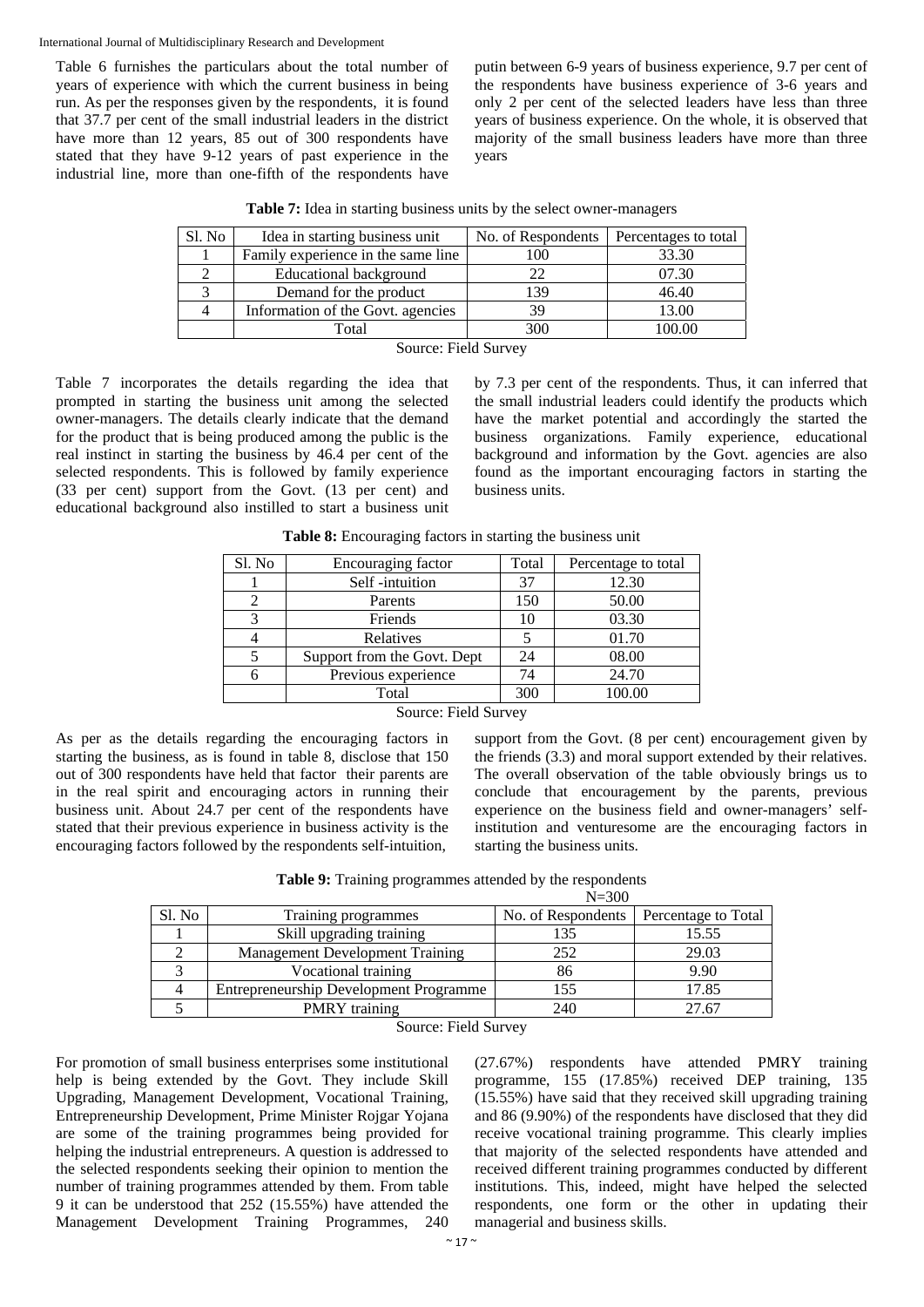Table 6 furnishes the particulars about the total number of years of experience with which the current business in being run. As per the responses given by the respondents, it is found that 37.7 per cent of the small industrial leaders in the district have more than 12 years, 85 out of 300 respondents have stated that they have 9-12 years of past experience in the industrial line, more than one-fifth of the respondents have putin between 6-9 years of business experience, 9.7 per cent of the respondents have business experience of 3-6 years and only 2 per cent of the selected leaders have less than three years of business experience. On the whole, it is observed that majority of the small business leaders have more than three years

**Table 7:** Idea in starting business units by the select owner-managers

| Sl. No | Idea in starting business unit | No. of Respondents | Percentages to total |
|---|---|---|---|
| 1 | Family experience in the same line | 100 | 33.30 |
| 2 | Educational background | 22 | 07.30 |
| 3 | Demand for the product | 139 | 46.40 |
| 4 | Information of the Govt. agencies | 39 | 13.00 |
| | Total | 300 | 100.00 |

Source: Field Survey

Table 7 incorporates the details regarding the idea that prompted in starting the business unit among the selected owner-managers. The details clearly indicate that the demand for the product that is being produced among the public is the real instinct in starting the business by 46.4 per cent of the selected respondents. This is followed by family experience (33 per cent) support from the Govt. (13 per cent) and educational background also instilled to start a business unit by 7.3 per cent of the respondents. Thus, it can inferred that the small industrial leaders could identify the products which have the market potential and accordingly the started the business organizations. Family experience, educational background and information by the Govt. agencies are also found as the important encouraging factors in starting the business units.

**Table 8:** Encouraging factors in starting the business unit

| Sl. No | Encouraging factor | Total | Percentage to total |
|---|---|---|---|
| 1 | Self -intuition | 37 | 12.30 |
| 2 | Parents | 150 | 50.00 |
| 3 | Friends | 10 | 03.30 |
| 4 | Relatives | 5 | 01.70 |
| 5 | Support from the Govt. Dept | 24 | 08.00 |
| 6 | Previous experience | 74 | 24.70 |
| | Total | 300 | 100.00 |

Source: Field Survey

As per as the details regarding the encouraging factors in starting the business, as is found in table 8, disclose that 150 out of 300 respondents have held that factor their parents are in the real spirit and encouraging actors in running their business unit. About 24.7 per cent of the respondents have stated that their previous experience in business activity is the encouraging factors followed by the respondents self-intuition, support from the Govt. (8 per cent) encouragement given by the friends (3.3) and moral support extended by their relatives. The overall observation of the table obviously brings us to conclude that encouragement by the parents, previous experience on the business field and owner-managers' self-institution and venturesome are the encouraging factors in starting the business units.

**Table 9:** Training programmes attended by the respondents

N=300

| Sl. No | Training programmes | No. of Respondents | Percentage to Total |
|---|---|---|---|
| 1 | Skill upgrading training | 135 | 15.55 |
| 2 | Management Development Training | 252 | 29.03 |
| 3 | Vocational training | 86 | 9.90 |
| 4 | Entrepreneurship Development Programme | 155 | 17.85 |
| 5 | PMRY training | 240 | 27.67 |

Source: Field Survey

For promotion of small business enterprises some institutional help is being extended by the Govt. They include Skill Upgrading, Management Development, Vocational Training, Entrepreneurship Development, Prime Minister Rojgar Yojana are some of the training programmes being provided for helping the industrial entrepreneurs. A question is addressed to the selected respondents seeking their opinion to mention the number of training programmes attended by them. From table 9 it can be understood that 252 (15.55%) have attended the Management Development Training Programmes, 240 (27.67%) respondents have attended PMRY training programme, 155 (17.85%) received DEP training, 135 (15.55%) have said that they received skill upgrading training and 86 (9.90%) of the respondents have disclosed that they did receive vocational training programme. This clearly implies that majority of the selected respondents have attended and received different training programmes conducted by different institutions. This, indeed, might have helped the selected respondents, one form or the other in updating their managerial and business skills.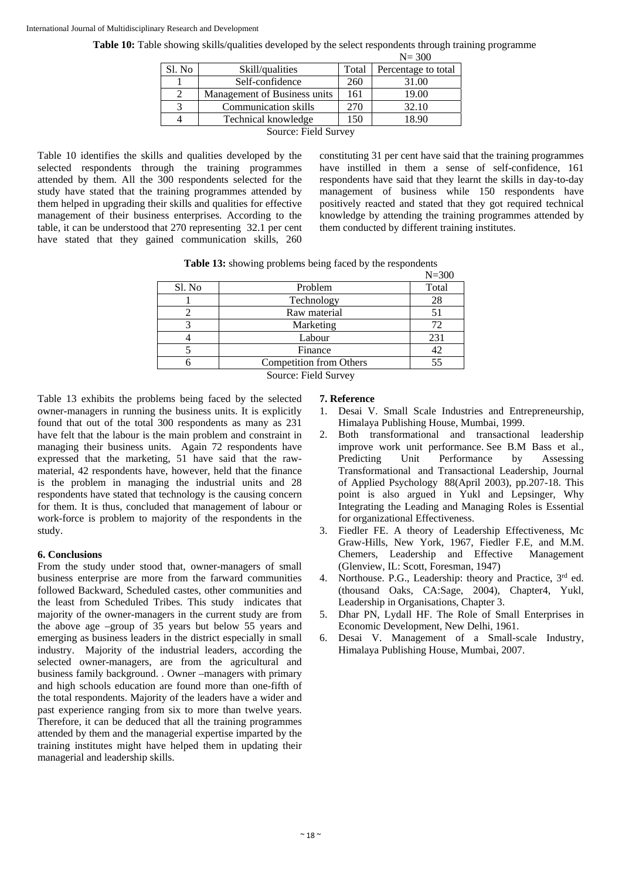**Table 10:** Table showing skills/qualities developed by the select respondents through training programme

N= 300

| Sl. No | Skill/qualities | Total | Percentage to total |
|---|---|---|---|
| 1 | Self-confidence | 260 | 31.00 |
| 2 | Management of Business units | 161 | 19.00 |
| 3 | Communication skills | 270 | 32.10 |
| 4 | Technical knowledge | 150 | 18.90 |

Source: Field Survey

Table 10 identifies the skills and qualities developed by the selected respondents through the training programmes attended by them. All the 300 respondents selected for the study have stated that the training programmes attended by them helped in upgrading their skills and qualities for effective management of their business enterprises. According to the table, it can be understood that 270 representing 32.1 per cent have stated that they gained communication skills, 260 constituting 31 per cent have said that the training programmes have instilled in them a sense of self-confidence, 161 respondents have said that they learnt the skills in day-to-day management of business while 150 respondents have positively reacted and stated that they got required technical knowledge by attending the training programmes attended by them conducted by different training institutes.

**Table 13:** showing problems being faced by the respondents

N=300

| Sl. No | Problem | Total |
|---|---|---|
| 1 | Technology | 28 |
| 2 | Raw material | 51 |
| 3 | Marketing | 72 |
| 4 | Labour | 231 |
| 5 | Finance | 42 |
| 6 | Competition from Others | 55 |

Source: Field Survey

Table 13 exhibits the problems being faced by the selected owner-managers in running the business units. It is explicitly found that out of the total 300 respondents as many as 231 have felt that the labour is the main problem and constraint in managing their business units. Again 72 respondents have expressed that the marketing, 51 have said that the raw-material, 42 respondents have, however, held that the finance is the problem in managing the industrial units and 28 respondents have stated that technology is the causing concern for them. It is thus, concluded that management of labour or work-force is problem to majority of the respondents in the study.

## 6. Conclusions

From the study under stood that, owner-managers of small business enterprise are more from the farward communities followed Backward, Scheduled castes, other communities and the least from Scheduled Tribes. This study indicates that majority of the owner-managers in the current study are from the above age –group of 35 years but below 55 years and emerging as business leaders in the district especially in small industry. Majority of the industrial leaders, according the selected owner-managers, are from the agricultural and business family background. . Owner –managers with primary and high schools education are found more than one-fifth of the total respondents. Majority of the leaders have a wider and past experience ranging from six to more than twelve years. Therefore, it can be deduced that all the training programmes attended by them and the managerial expertise imparted by the training institutes might have helped them in updating their managerial and leadership skills.

## 7. Reference

1. Desai V. Small Scale Industries and Entrepreneurship, Himalaya Publishing House, Mumbai, 1999.
2. Both transformational and transactional leadership improve work unit performance. See B.M Bass et al., Predicting Unit Performance by Assessing Transformational and Transactional Leadership, Journal of Applied Psychology 88(April 2003), pp.207-18. This point is also argued in Yukl and Lepsinger, Why Integrating the Leading and Managing Roles is Essential for organizational Effectiveness.
3. Fiedler FE. A theory of Leadership Effectiveness, Mc Graw-Hills, New York, 1967, Fiedler F.E, and M.M. Chemers, Leadership and Effective Management (Glenview, IL: Scott, Foresman, 1947)
4. Northouse. P.G., Leadership: theory and Practice, 3rd ed. (thousand Oaks, CA:Sage, 2004), Chapter4, Yukl, Leadership in Organisations, Chapter 3.
5. Dhar PN, Lydall HF. The Role of Small Enterprises in Economic Development, New Delhi, 1961.
6. Desai V. Management of a Small-scale Industry, Himalaya Publishing House, Mumbai, 2007.